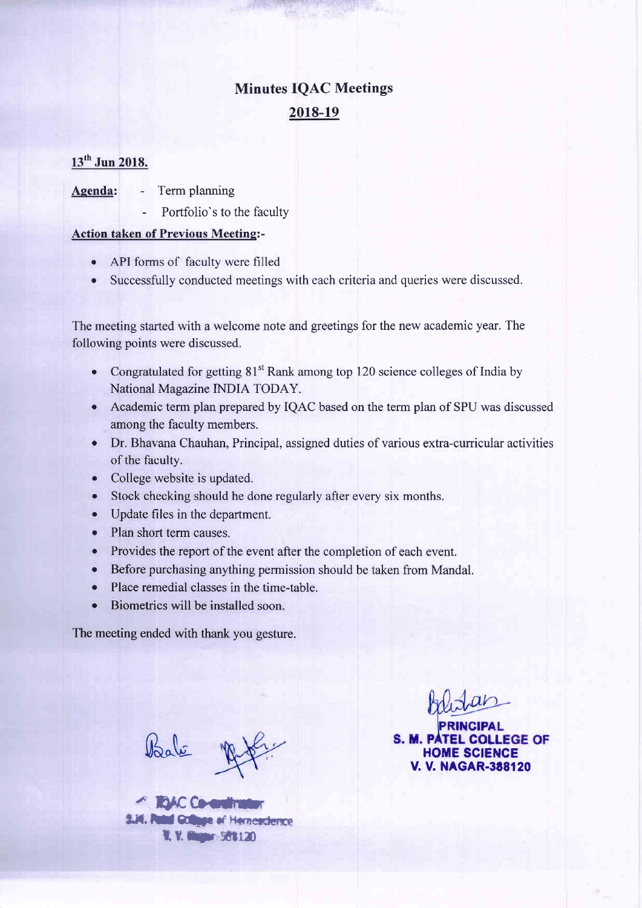# Minutes IQAC Meetings

## 2018-19

**13th Jun 2018.**

**Agenda:**
- Term planning
- Portfolio's to the faculty

**Action taken of Previous Meeting:-**

- API forms of faculty were filled
- Successfully conducted meetings with each criteria and queries were discussed.

The meeting started with a welcome note and greetings for the new academic year. The following points were discussed.

- Congratulated for getting 81st Rank among top 120 science colleges of India by National Magazine INDIA TODAY.
- Academic term plan prepared by IQAC based on the term plan of SPU was discussed among the faculty members.
- Dr. Bhavana Chauhan, Principal, assigned duties of various extra-curricular activities of the faculty.
- College website is updated.
- Stock checking should he done regularly after every six months.
- Update files in the department.
- Plan short term causes.
- Provides the report of the event after the completion of each event.
- Before purchasing anything permission should be taken from Mandal.
- Place remedial classes in the time-table.
- Biometrics will be installed soon.

The meeting ended with thank you gesture.

IQAC Co-ordinator
S.M. Patel College of Homescience
V. V. Nagar-388120

PRINCIPAL
S. M. PATEL COLLEGE OF HOME SCIENCE
V. V. NAGAR-388120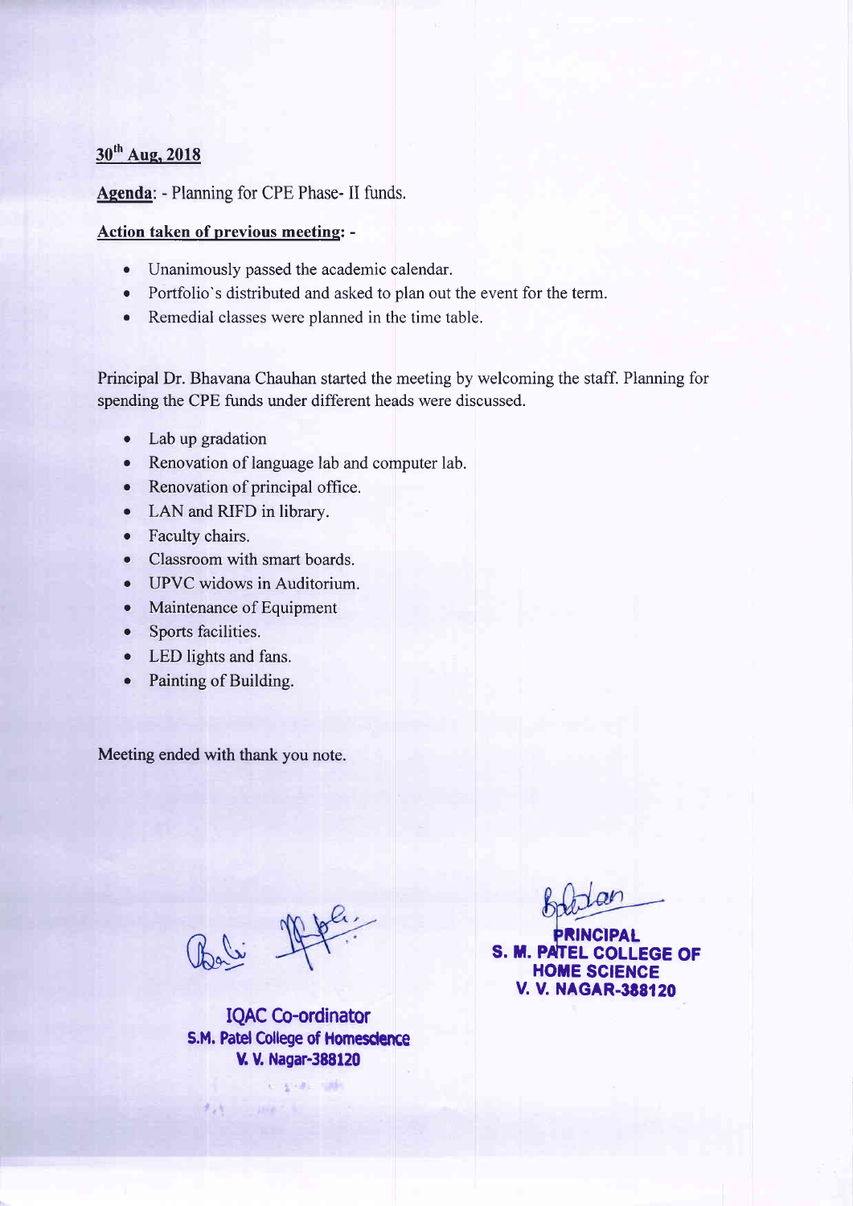**30th Aug, 2018**

**Agenda**: - Planning for CPE Phase- II funds.

**Action taken of previous meeting: -**

- Unanimously passed the academic calendar.
- Portfolio`s distributed and asked to plan out the event for the term.
- Remedial classes were planned in the time table.

Principal Dr. Bhavana Chauhan started the meeting by welcoming the staff. Planning for spending the CPE funds under different heads were discussed.

- Lab up gradation
- Renovation of language lab and computer lab.
- Renovation of principal office.
- LAN and RIFD in library.
- Faculty chairs.
- Classroom with smart boards.
- UPVC widows in Auditorium.
- Maintenance of Equipment
- Sports facilities.
- LED lights and fans.
- Painting of Building.

Meeting ended with thank you note.

IQAC Co-ordinator
S.M. Patel College of Homescience
V. V. Nagar-388120

PRINCIPAL
S. M. PATEL COLLEGE OF
HOME SCIENCE
V. V. NAGAR-388120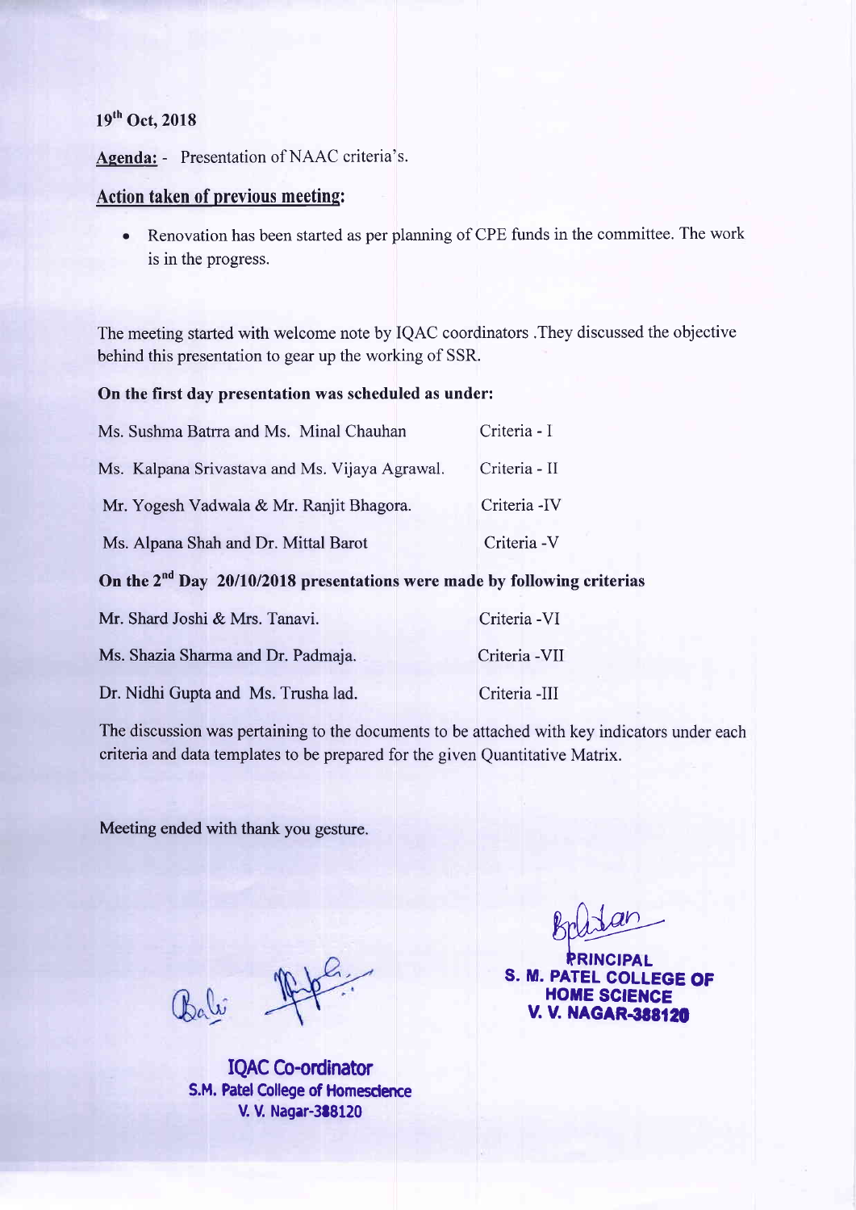**19th Oct, 2018**

**Agenda:** - Presentation of NAAC criteria's.

**Action taken of previous meeting:**

- Renovation has been started as per planning of CPE funds in the committee. The work is in the progress.

The meeting started with welcome note by IQAC coordinators .They discussed the objective behind this presentation to gear up the working of SSR.

**On the first day presentation was scheduled as under:**

| | |
|---|---|
| Ms. Sushma Batrra and Ms. Minal Chauhan | Criteria - I |
| Ms. Kalpana Srivastava and Ms. Vijaya Agrawal. | Criteria - II |
| Mr. Yogesh Vadwala & Mr. Ranjit Bhagora. | Criteria -IV |
| Ms. Alpana Shah and Dr. Mittal Barot | Criteria -V |

**On the 2nd Day 20/10/2018 presentations were made by following criterias**

| | |
|---|---|
| Mr. Shard Joshi & Mrs. Tanavi. | Criteria -VI |
| Ms. Shazia Sharma and Dr. Padmaja. | Criteria -VII |
| Dr. Nidhi Gupta and Ms. Trusha lad. | Criteria -III |

The discussion was pertaining to the documents to be attached with key indicators under each criteria and data templates to be prepared for the given Quantitative Matrix.

Meeting ended with thank you gesture.

IQAC Co-ordinator
S.M. Patel College of Homescience
V. V. Nagar-388120

PRINCIPAL
S. M. PATEL COLLEGE OF HOME SCIENCE
V. V. NAGAR-388120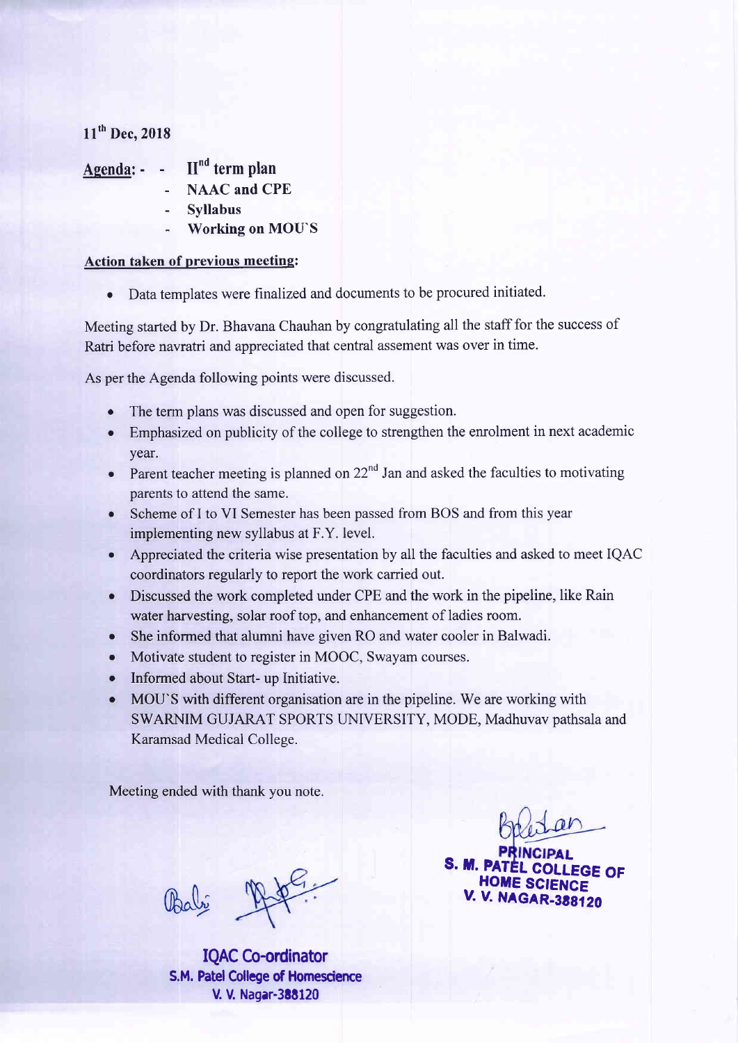11th Dec, 2018

**Agenda: -**
- **IInd term plan**
- **NAAC and CPE**
- **Syllabus**
- **Working on MOU`S**

**Action taken of previous meeting:**

- Data templates were finalized and documents to be procured initiated.

Meeting started by Dr. Bhavana Chauhan by congratulating all the staff for the success of Ratri before navratri and appreciated that central assement was over in time.

As per the Agenda following points were discussed.

- The term plans was discussed and open for suggestion.
- Emphasized on publicity of the college to strengthen the enrolment in next academic year.
- Parent teacher meeting is planned on 22nd Jan and asked the faculties to motivating parents to attend the same.
- Scheme of I to VI Semester has been passed from BOS and from this year implementing new syllabus at F.Y. level.
- Appreciated the criteria wise presentation by all the faculties and asked to meet IQAC coordinators regularly to report the work carried out.
- Discussed the work completed under CPE and the work in the pipeline, like Rain water harvesting, solar roof top, and enhancement of ladies room.
- She informed that alumni have given RO and water cooler in Balwadi.
- Motivate student to register in MOOC, Swayam courses.
- Informed about Start- up Initiative.
- MOU`S with different organisation are in the pipeline. We are working with SWARNIM GUJARAT SPORTS UNIVERSITY, MODE, Madhuvav pathsala and Karamsad Medical College.

Meeting ended with thank you note.

PRINCIPAL
S. M. PATEL COLLEGE OF HOME SCIENCE
V. V. NAGAR-388120

IQAC Co-ordinator
S.M. Patel College of Homescience
V. V. Nagar-388120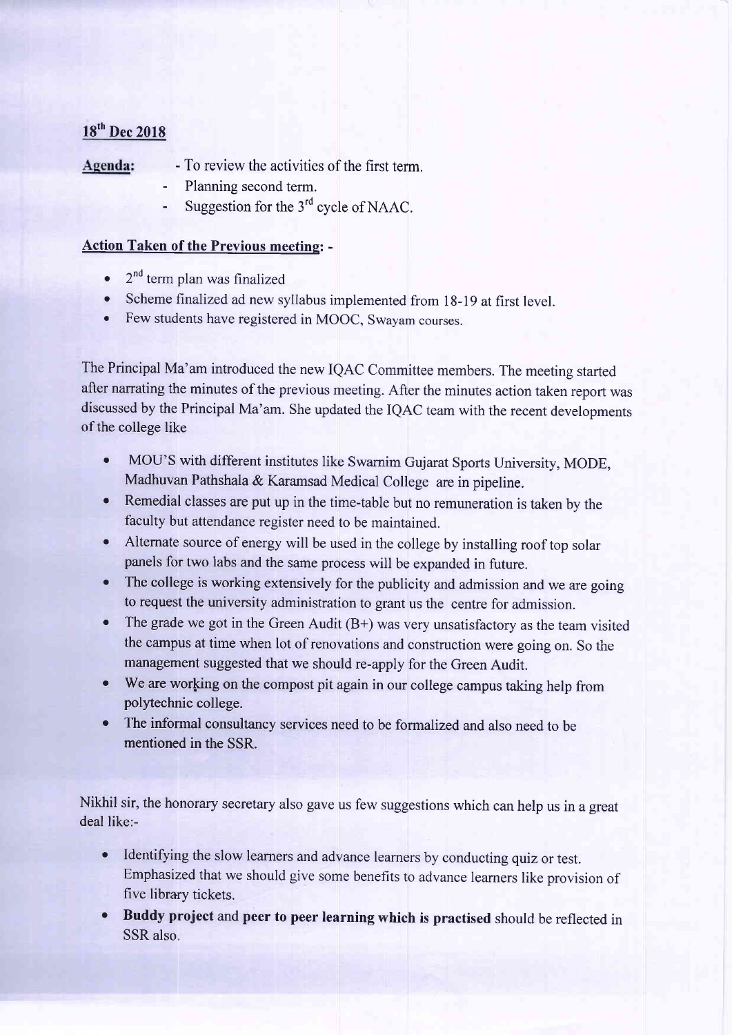## 18th Dec 2018

**Agenda:**

- To review the activities of the first term.
- Planning second term.
- Suggestion for the 3rd cycle of NAAC.

**Action Taken of the Previous meeting: -**

- 2nd term plan was finalized
- Scheme finalized ad new syllabus implemented from 18-19 at first level.
- Few students have registered in MOOC, Swayam courses.

The Principal Ma'am introduced the new IQAC Committee members. The meeting started after narrating the minutes of the previous meeting. After the minutes action taken report was discussed by the Principal Ma'am. She updated the IQAC team with the recent developments of the college like

- MOU'S with different institutes like Swarnim Gujarat Sports University, MODE, Madhuvan Pathshala & Karamsad Medical College are in pipeline.
- Remedial classes are put up in the time-table but no remuneration is taken by the faculty but attendance register need to be maintained.
- Alternate source of energy will be used in the college by installing roof top solar panels for two labs and the same process will be expanded in future.
- The college is working extensively for the publicity and admission and we are going to request the university administration to grant us the centre for admission.
- The grade we got in the Green Audit (B+) was very unsatisfactory as the team visited the campus at time when lot of renovations and construction were going on. So the management suggested that we should re-apply for the Green Audit.
- We are working on the compost pit again in our college campus taking help from polytechnic college.
- The informal consultancy services need to be formalized and also need to be mentioned in the SSR.

Nikhil sir, the honorary secretary also gave us few suggestions which can help us in a great deal like:-

- Identifying the slow learners and advance learners by conducting quiz or test. Emphasized that we should give some benefits to advance learners like provision of five library tickets.
- **Buddy project** and **peer to peer learning which is practised** should be reflected in SSR also.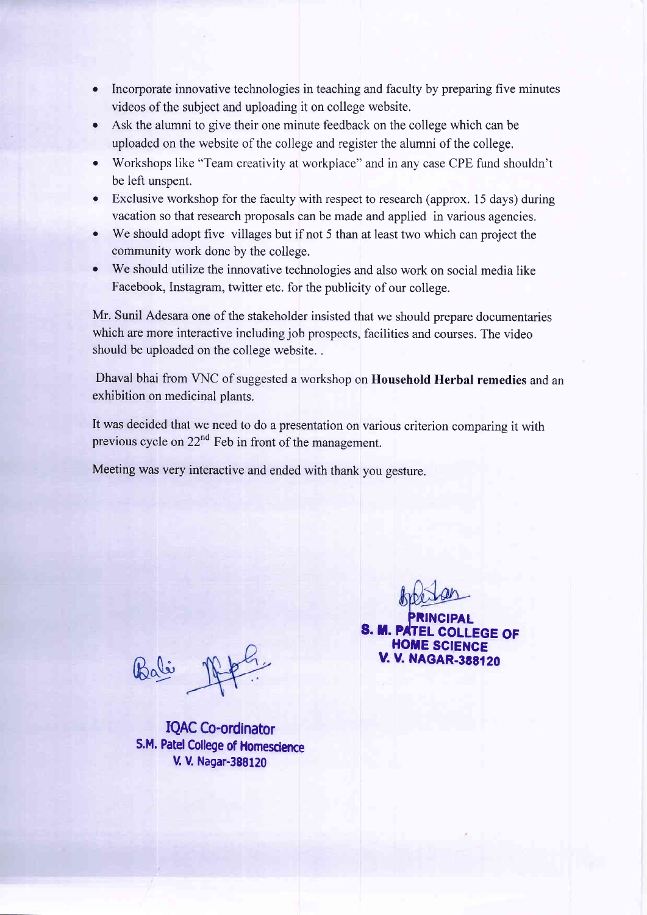- Incorporate innovative technologies in teaching and faculty by preparing five minutes videos of the subject and uploading it on college website.
- Ask the alumni to give their one minute feedback on the college which can be uploaded on the website of the college and register the alumni of the college.
- Workshops like "Team creativity at workplace" and in any case CPE fund shouldn't be left unspent.
- Exclusive workshop for the faculty with respect to research (approx. 15 days) during vacation so that research proposals can be made and applied in various agencies.
- We should adopt five villages but if not 5 than at least two which can project the community work done by the college.
- We should utilize the innovative technologies and also work on social media like Facebook, Instagram, twitter etc. for the publicity of our college.

Mr. Sunil Adesara one of the stakeholder insisted that we should prepare documentaries which are more interactive including job prospects, facilities and courses. The video should be uploaded on the college website. .

Dhaval bhai from VNC of suggested a workshop on **Household Herbal remedies** and an exhibition on medicinal plants.

It was decided that we need to do a presentation on various criterion comparing it with previous cycle on 22nd Feb in front of the management.

Meeting was very interactive and ended with thank you gesture.

PRINCIPAL
S. M. PATEL COLLEGE OF HOME SCIENCE
V. V. NAGAR-388120

IQAC Co-ordinator
S.M. Patel College of Homescience
V. V. Nagar-388120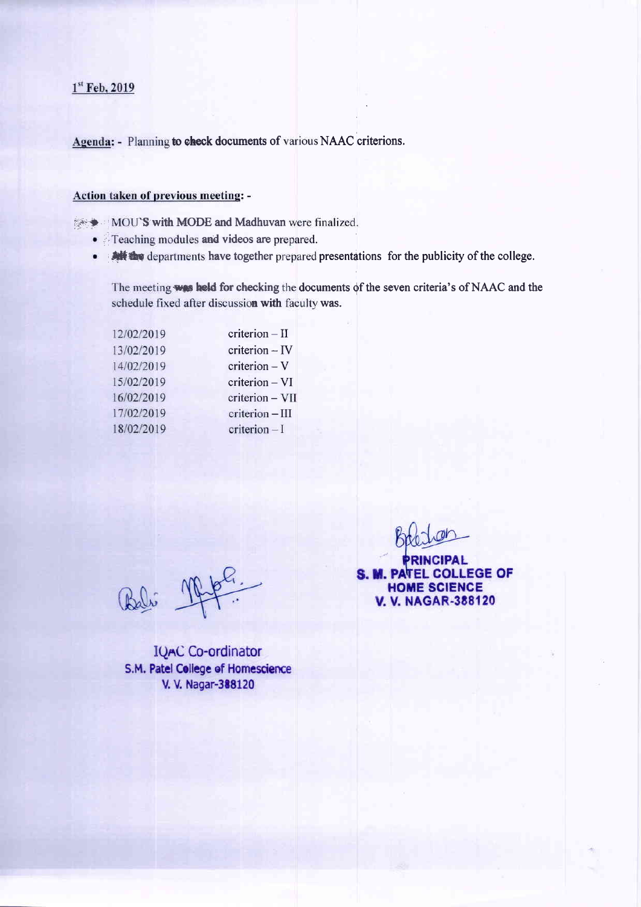1[st] Feb, 2019

**Agenda:** - Planning to check documents of various NAAC criterions.

**Action taken of previous meeting:** -

- MOU'S with MODE and Madhuvan were finalized.
- Teaching modules and videos are prepared.
- All the departments have together prepared presentations for the publicity of the college.

The meeting was held for checking the documents of the seven criteria's of NAAC and the schedule fixed after discussion with faculty was.

| | |
|---|---|
| 12/02/2019 | criterion – II |
| 13/02/2019 | criterion – IV |
| 14/02/2019 | criterion – V |
| 15/02/2019 | criterion – VI |
| 16/02/2019 | criterion – VII |
| 17/02/2019 | criterion – III |
| 18/02/2019 | criterion – I |

IQAC Co-ordinator
S.M. Patel College of Homescience
V. V. Nagar-388120

PRINCIPAL
S. M. PATEL COLLEGE OF
HOME SCIENCE
V. V. NAGAR-388120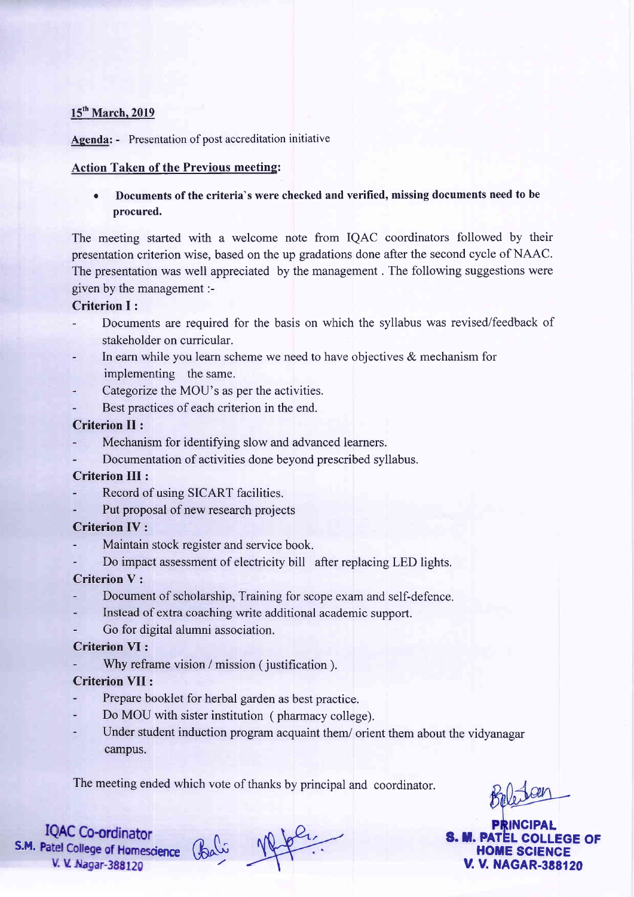**15th March, 2019**

**Agenda:** - Presentation of post accreditation initiative

**Action Taken of the Previous meeting:**

- **Documents of the criteria's were checked and verified, missing documents need to be procured.**

The meeting started with a welcome note from IQAC coordinators followed by their presentation criterion wise, based on the up gradations done after the second cycle of NAAC. The presentation was well appreciated by the management . The following suggestions were given by the management :-

**Criterion I :**

- Documents are required for the basis on which the syllabus was revised/feedback of stakeholder on curricular.
- In earn while you learn scheme we need to have objectives & mechanism for implementing the same.
- Categorize the MOU's as per the activities.
- Best practices of each criterion in the end.

**Criterion II :**

- Mechanism for identifying slow and advanced learners.
- Documentation of activities done beyond prescribed syllabus.

**Criterion III :**

- Record of using SICART facilities.
- Put proposal of new research projects

**Criterion IV :**

- Maintain stock register and service book.
- Do impact assessment of electricity bill after replacing LED lights.

**Criterion V :**

- Document of scholarship, Training for scope exam and self-defence.
- Instead of extra coaching write additional academic support.
- Go for digital alumni association.

**Criterion VI :**

- Why reframe vision / mission ( justification ).

**Criterion VII :**

- Prepare booklet for herbal garden as best practice.
- Do MOU with sister institution ( pharmacy college).
- Under student induction program acquaint them/ orient them about the vidyanagar campus.

The meeting ended which vote of thanks by principal and coordinator.

IQAC Co-ordinator
S.M. Patel College of Homescience
V. V. Nagar-388120

PRINCIPAL
S. M. PATEL COLLEGE OF HOME SCIENCE
V. V. NAGAR-388120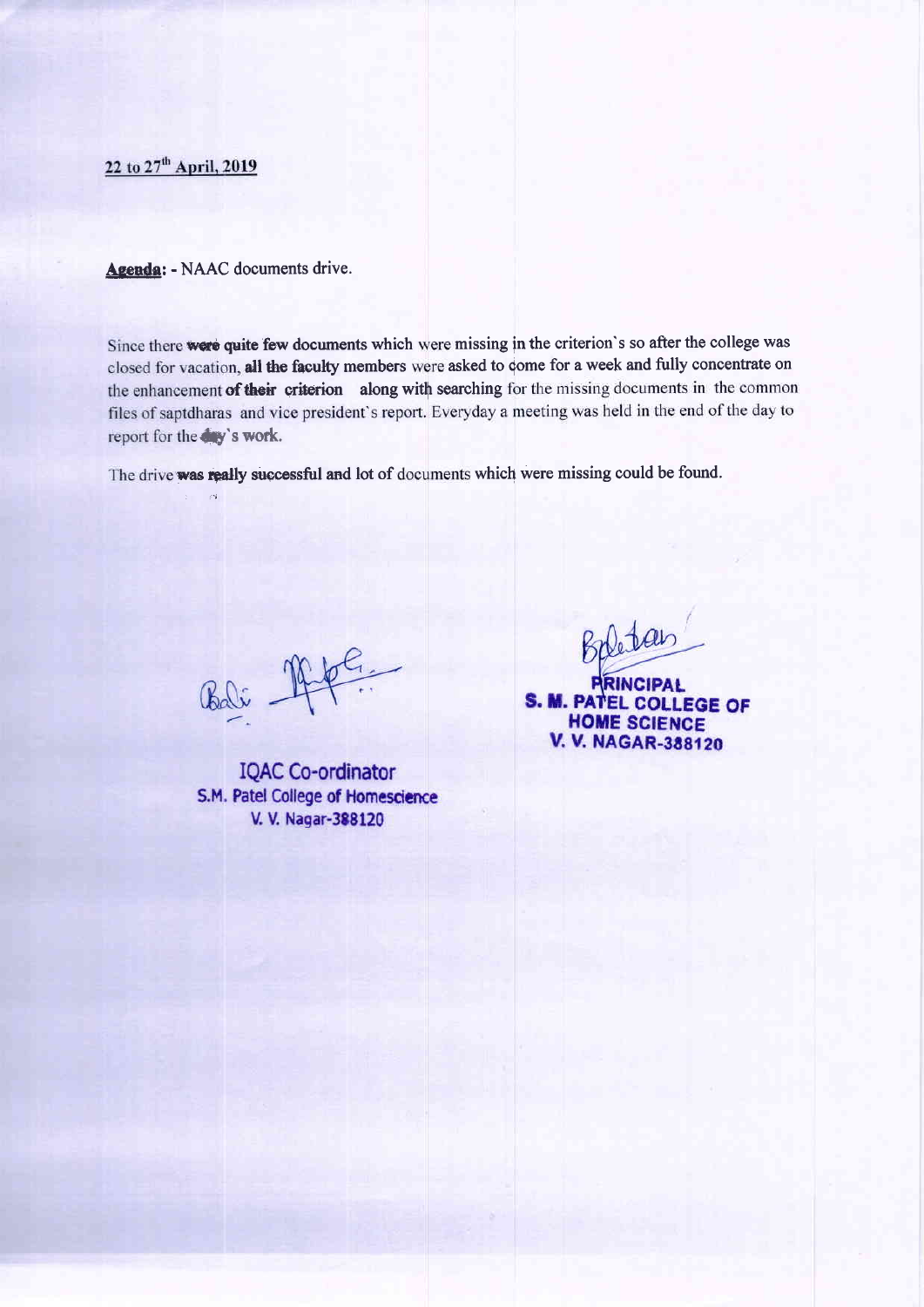**22 to 27th April, 2019**

**Agenda:** - NAAC documents drive.

Since there were quite few documents which were missing in the criterion`s so after the college was closed for vacation, all the faculty members were asked to come for a week and fully concentrate on the enhancement of their criterion along with searching for the missing documents in the common files of saptdharas and vice president`s report. Everyday a meeting was held in the end of the day to report for the day`s work.

The drive was really successful and lot of documents which were missing could be found.

IQAC Co-ordinator
S.M. Patel College of Homescience
V. V. Nagar-388120

PRINCIPAL
S. M. PATEL COLLEGE OF
HOME SCIENCE
V. V. NAGAR-388120